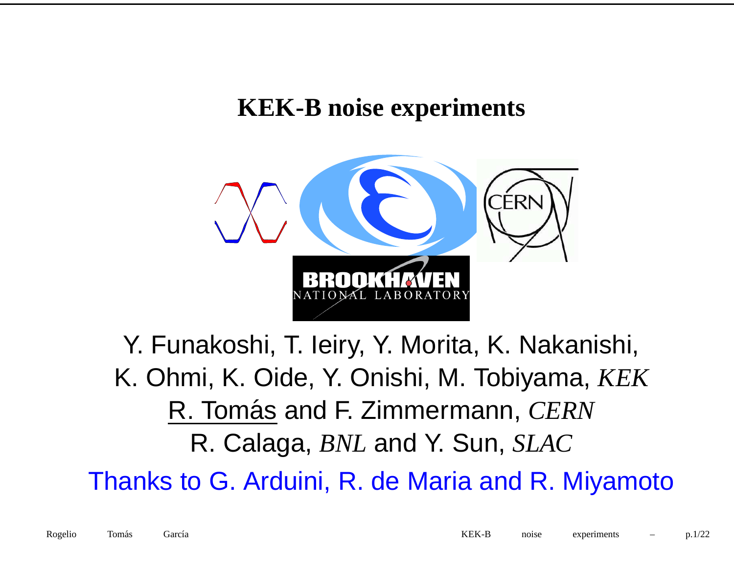# KEK-B noise experiments

Y. Funakoshi, T. Ieiry, Y. Morita, K. Nakanishi,
K. Ohmi, K. Oide, Y. Onishi, M. Tobiyama, *KEK*
R. Tomás and F. Zimmermann, *CERN*
R. Calaga, *BNL* and Y. Sun, *SLAC*

Thanks to G. Arduini, R. de Maria and R. Miyamoto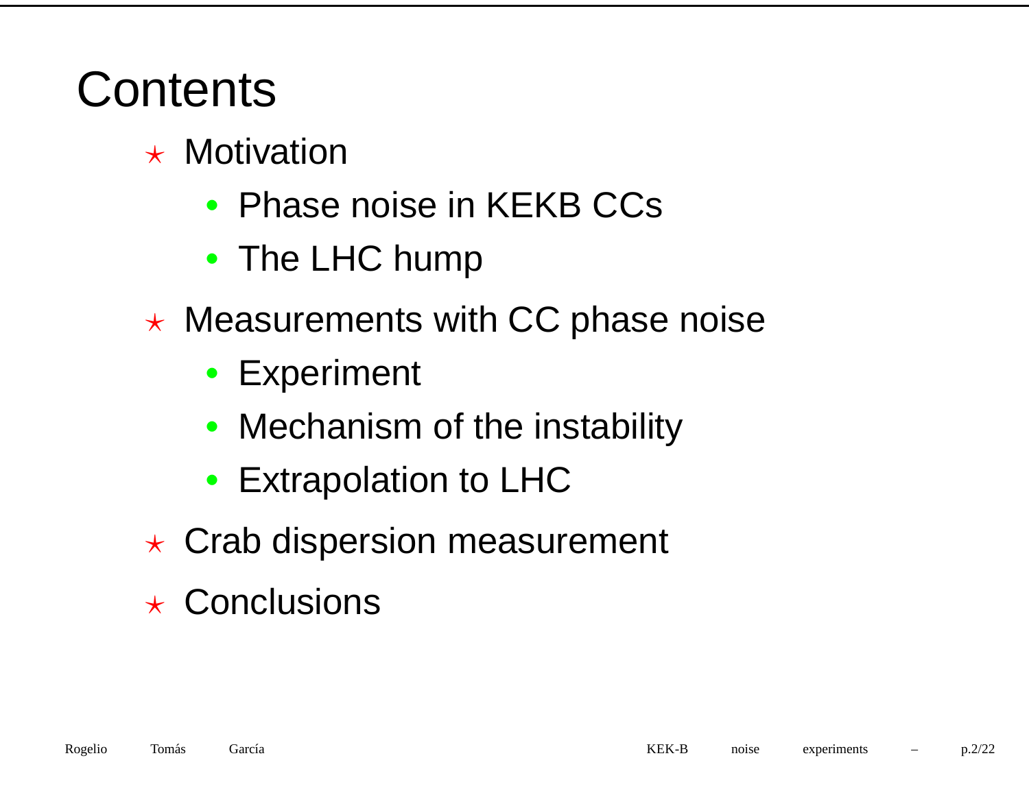# Contents

- Motivation
  - Phase noise in KEKB CCs
  - The LHC hump
- Measurements with CC phase noise
  - Experiment
  - Mechanism of the instability
  - Extrapolation to LHC
- Crab dispersion measurement
- Conclusions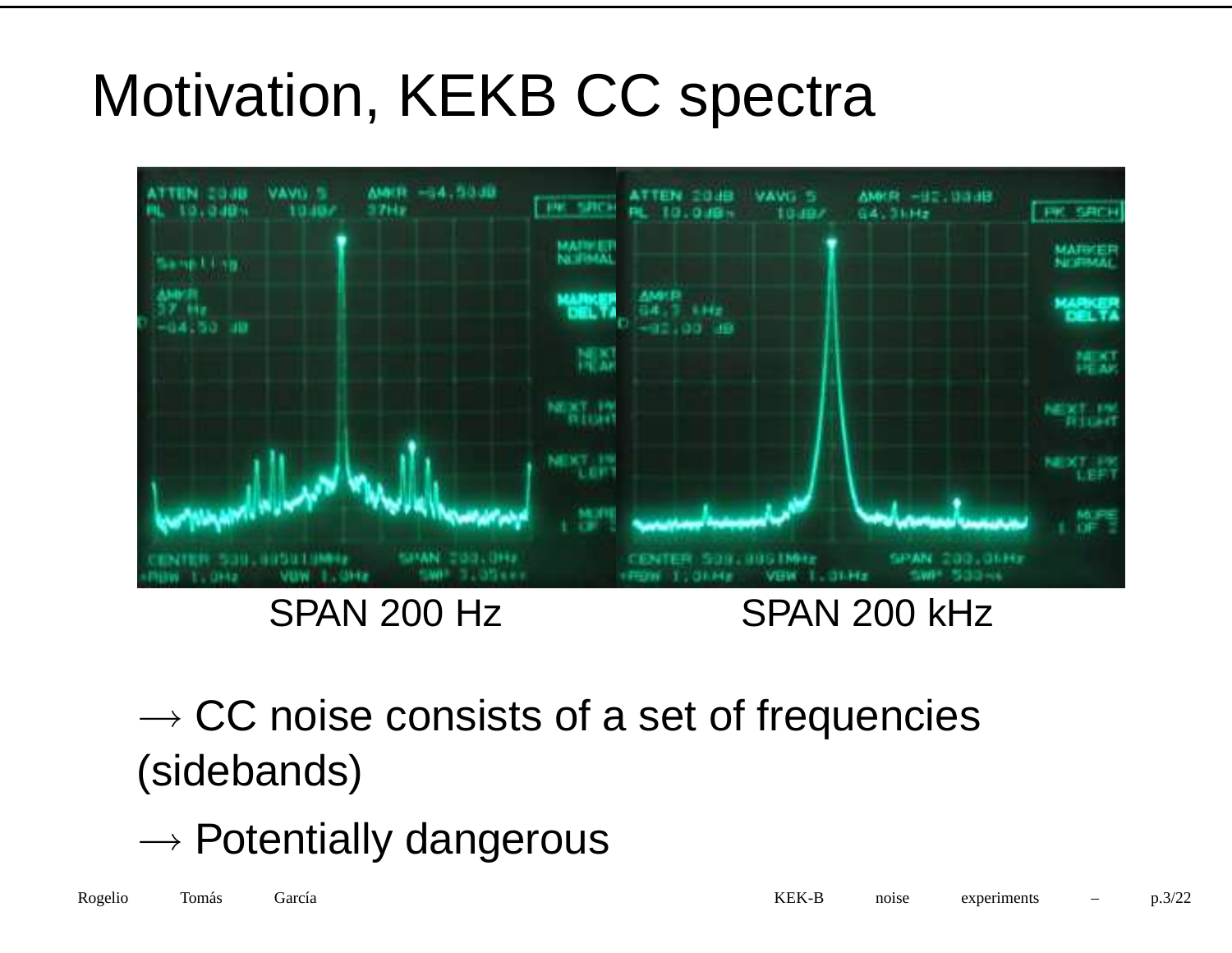# Motivation, KEKB CC spectra

SPAN 200 Hz

SPAN 200 kHz

→ CC noise consists of a set of frequencies (sidebands)

→ Potentially dangerous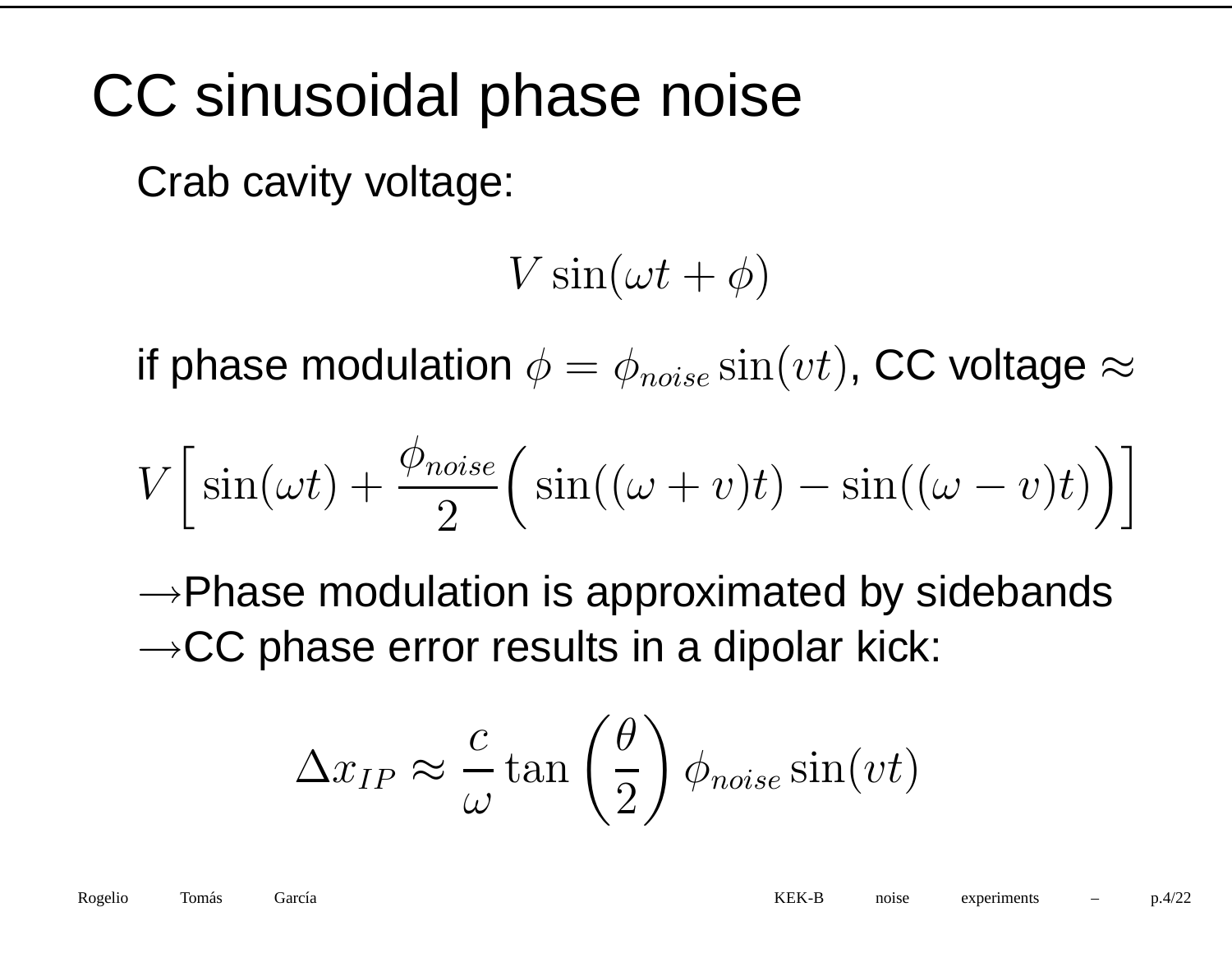# CC sinusoidal phase noise

Crab cavity voltage:

$$V \sin(\omega t + \phi)$$

if phase modulation $\phi = \phi_{noise} \sin(vt)$, CC voltage $\approx$

$$V\Big[\sin(\omega t) + \frac{\phi_{noise}}{2}\Big(\sin((\omega + v)t) - \sin((\omega - v)t)\Big)\Big]$$

$\rightarrow$Phase modulation is approximated by sidebands

$\rightarrow$CC phase error results in a dipolar kick:

$$\Delta x_{IP} \approx \frac{c}{\omega} \tan\left(\frac{\theta}{2}\right) \phi_{noise} \sin(vt)$$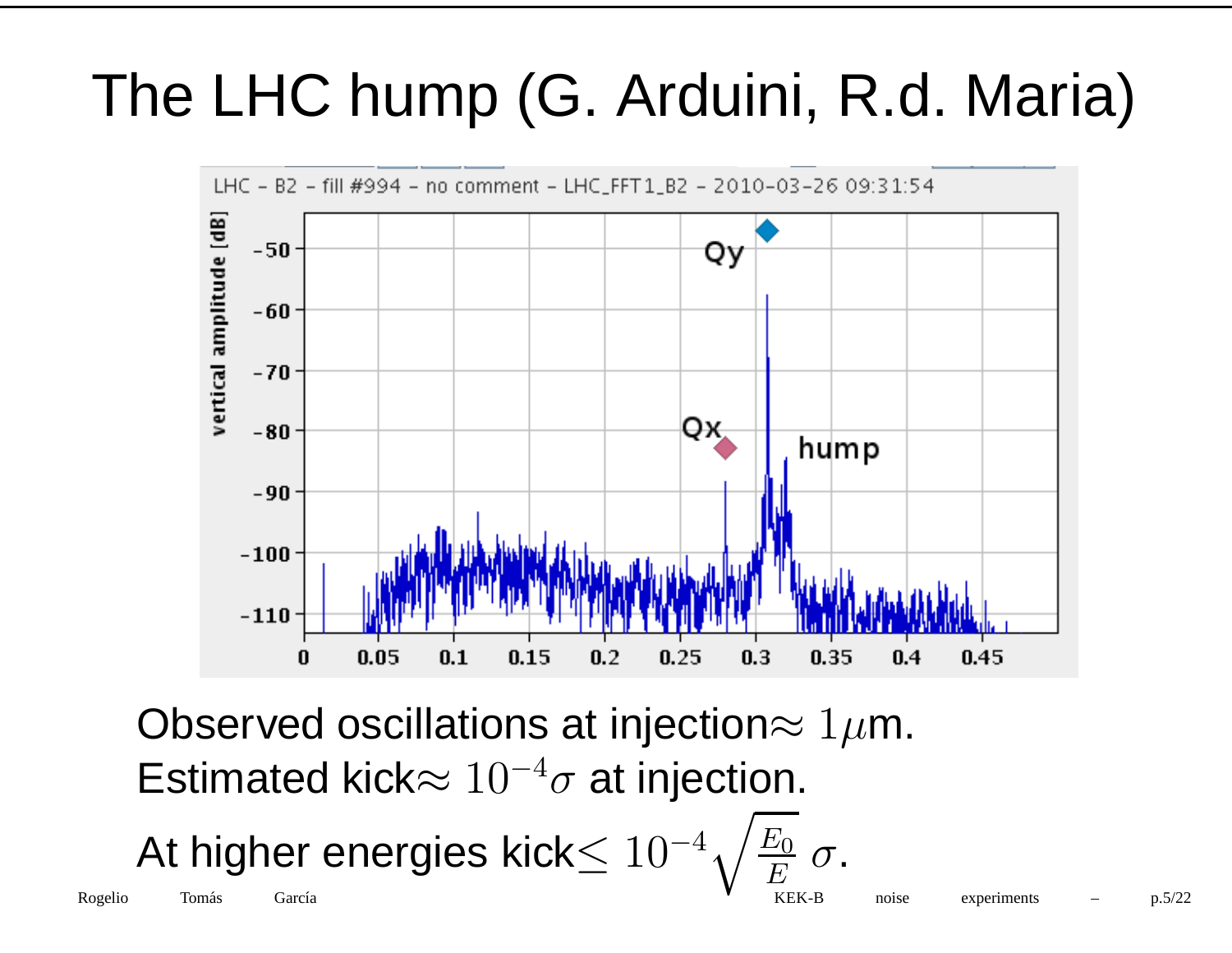# The LHC hump (G. Arduini, R.d. Maria)

LHC – B2 – fill #994 – no comment – LHC_FFT1_B2 – 2010-03-26 09:31:54

vertical amplitude [dB]

-50
-60
-70
-80
-90
-100
-110

0
0.05
0.1
0.15
0.2
0.25
0.3
0.35
0.4
0.45

Qy

Qx

hump

Observed oscillations at injection$\approx 1\mu$m.

Estimated kick$\approx 10^{-4}\sigma$ at injection.

At higher energies kick$\leq 10^{-4}\sqrt{\frac{E_0}{E}}\,\sigma$.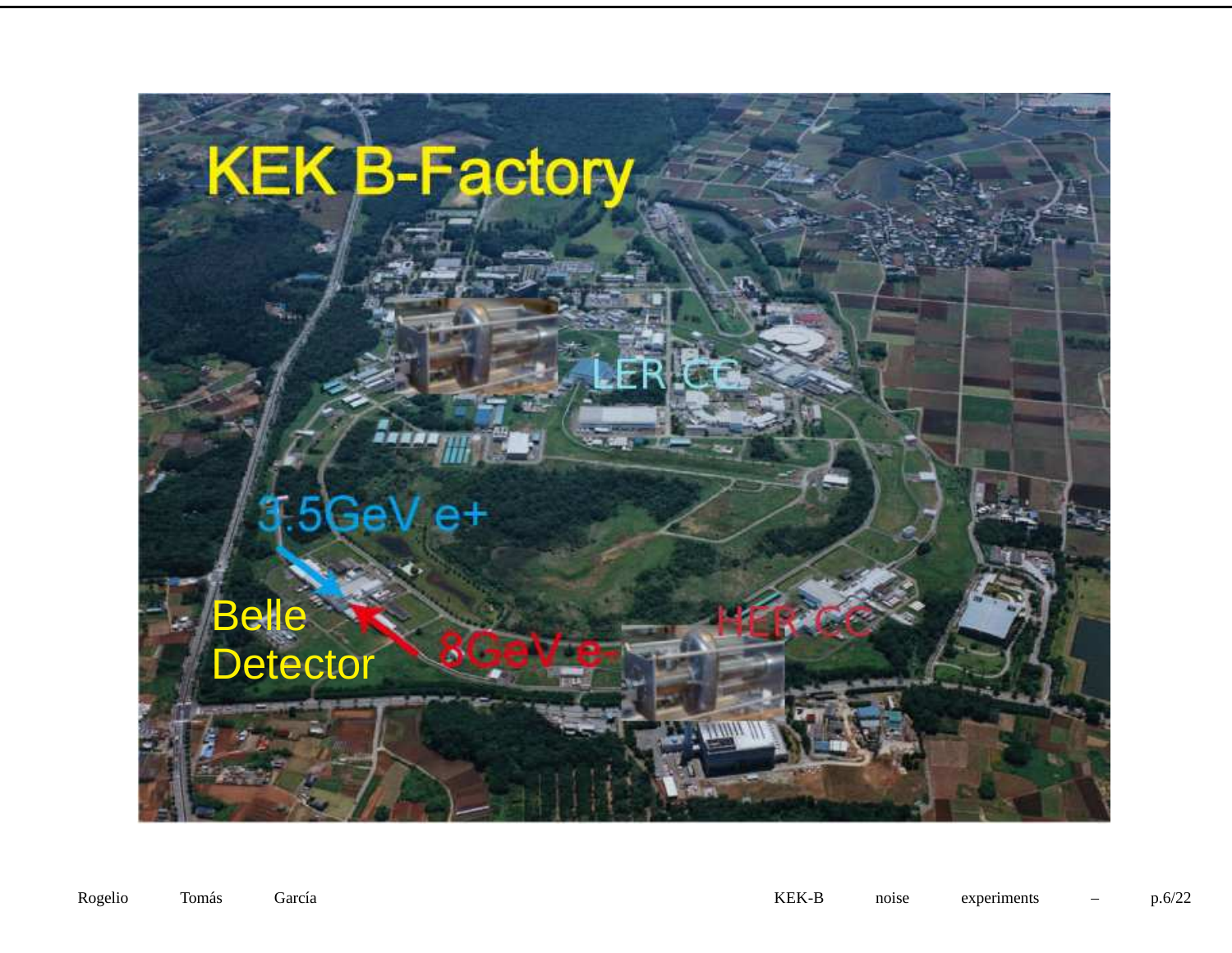KEK B-Factory

LER CC

3.5GeV e+

Belle Detector

8GeV e-

HER CC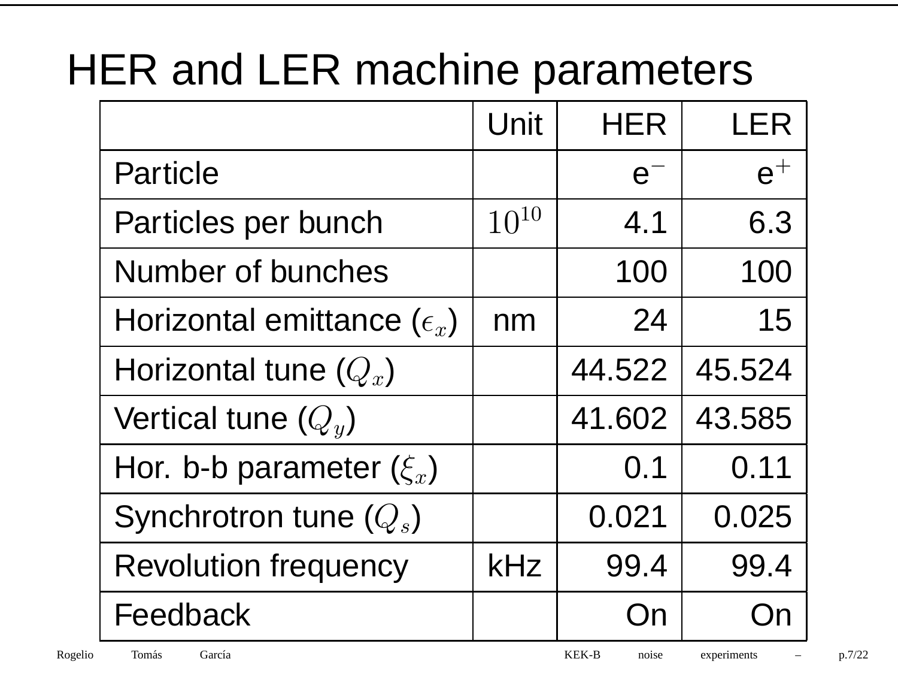# HER and LER machine parameters

| | Unit | HER | LER |
|---|---|---|---|
| Particle | | $e^-$ | $e^+$ |
| Particles per bunch | $10^{10}$ | 4.1 | 6.3 |
| Number of bunches | | 100 | 100 |
| Horizontal emittance ($\epsilon_x$) | nm | 24 | 15 |
| Horizontal tune ($Q_x$) | | 44.522 | 45.524 |
| Vertical tune ($Q_y$) | | 41.602 | 43.585 |
| Hor. b-b parameter ($\xi_x$) | | 0.1 | 0.11 |
| Synchrotron tune ($Q_s$) | | 0.021 | 0.025 |
| Revolution frequency | kHz | 99.4 | 99.4 |
| Feedback | | On | On |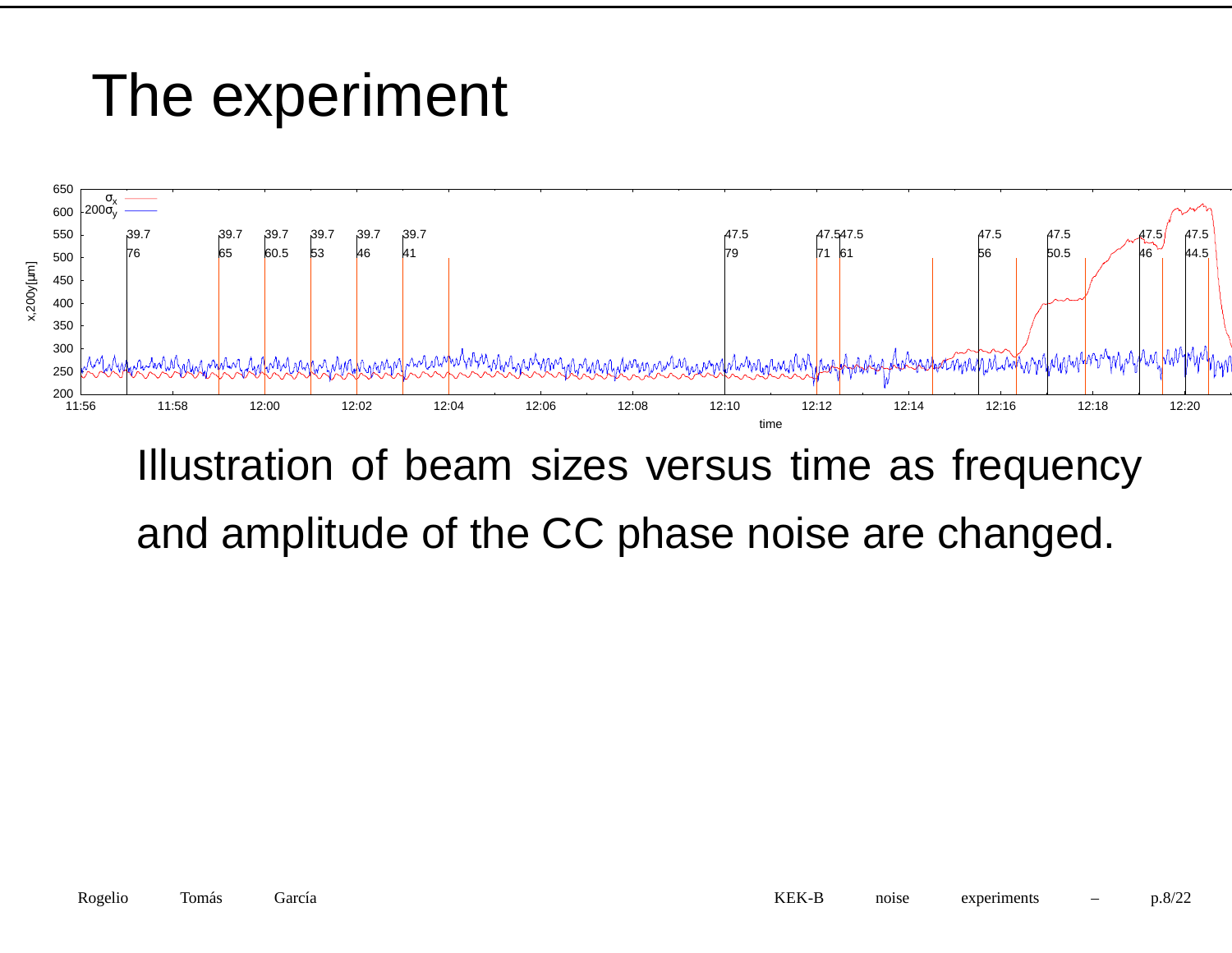# The experiment

σx
200σy

x,200y[μm]

650
600
550
500
450
400
350
300
250
200

39.7 39.7 39.7 39.7 39.7 39.7 47.5 47.5 47.5 47.5 47.5 47.5 47.5

76 65 60.5 53 46 41 79 71 61 56 50.5 46 44.5

11:56 11:58 12:00 12:02 12:04 12:06 12:08 12:10 12:12 12:14 12:16 12:18 12:20

time

Illustration of beam sizes versus time as frequency and amplitude of the CC phase noise are changed.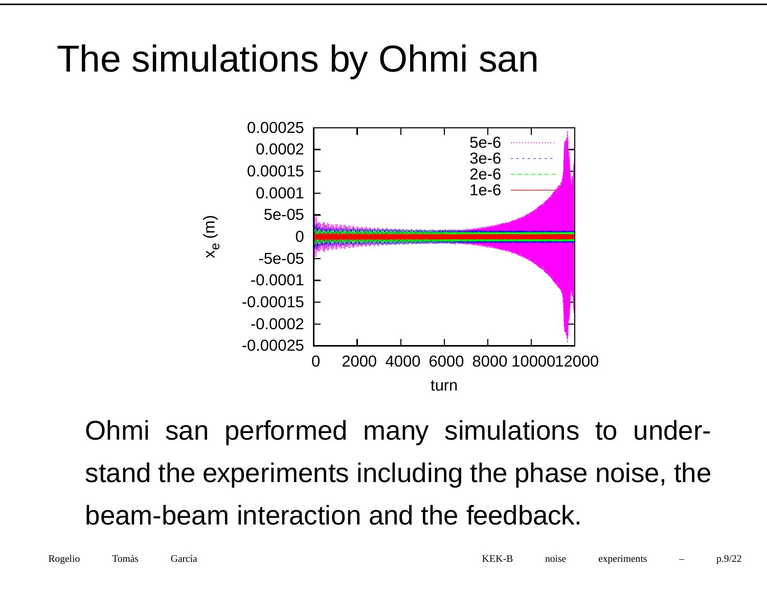# The simulations by Ohmi san

0.00025
0.0002
0.00015
0.0001
5e-05
0
-5e-05
-0.0001
-0.00015
-0.0002
-0.00025

$x_e$ (m)

0 2000 4000 6000 8000 1000012000

turn

5e-6
3e-6
2e-6
1e-6

Ohmi san performed many simulations to understand the experiments including the phase noise, the beam-beam interaction and the feedback.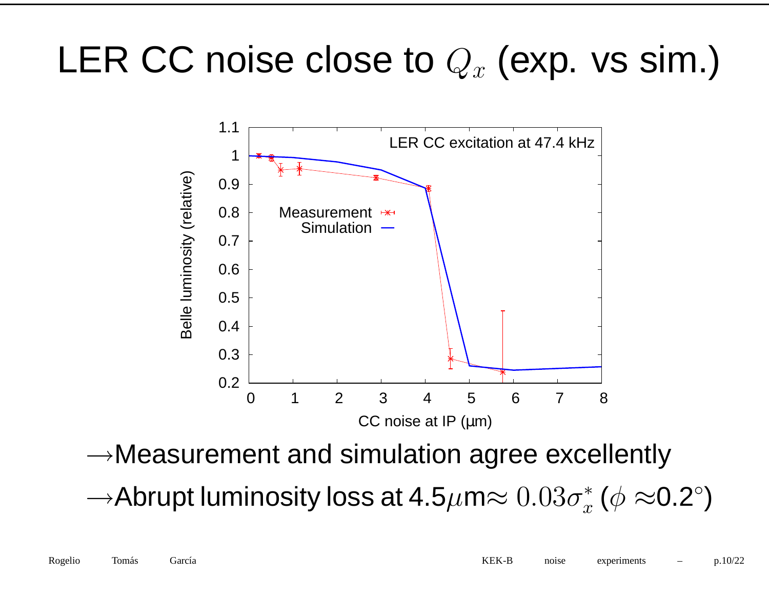# LER CC noise close to $Q_x$ (exp. vs sim.)

LER CC excitation at 47.4 kHz

Belle luminosity (relative)

1.1
1
0.9
0.8
0.7
0.6
0.5
0.4
0.3
0.2

Measurement
Simulation

0 1 2 3 4 5 6 7 8

CC noise at IP (µm)

$\rightarrow$Measurement and simulation agree excellently

$\rightarrow$Abrupt luminosity loss at 4.5$\mu$m$\approx 0.03\sigma_x^*$ ($\phi \approx$0.2$^\circ$)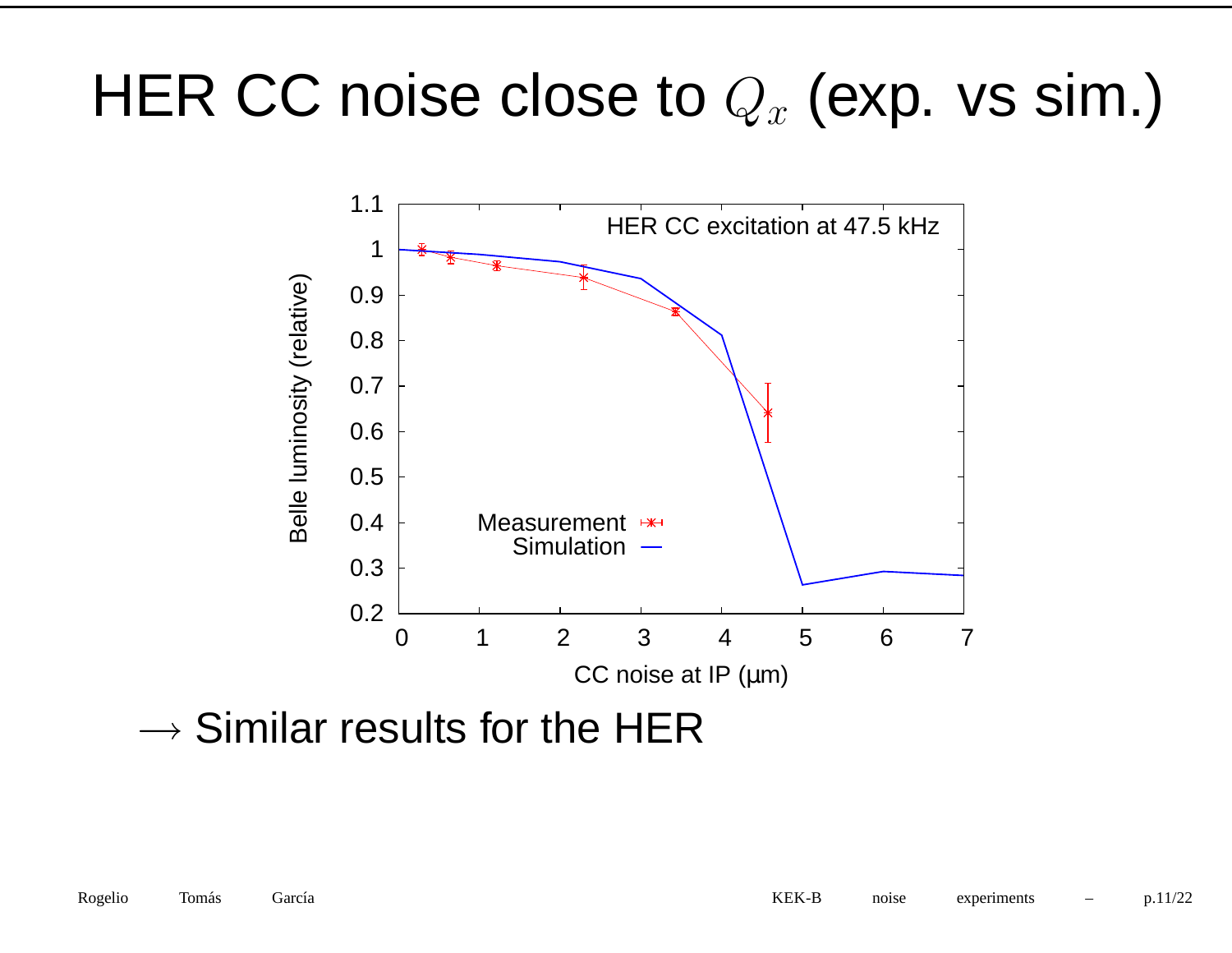# HER CC noise close to $Q_x$ (exp. vs sim.)

HER CC excitation at 47.5 kHz

Belle luminosity (relative)

1.1
1
0.9
0.8
0.7
0.6
0.5
0.4
0.3
0.2

0 1 2 3 4 5 6 7

CC noise at IP (µm)

Measurement
Simulation

$\longrightarrow$ Similar results for the HER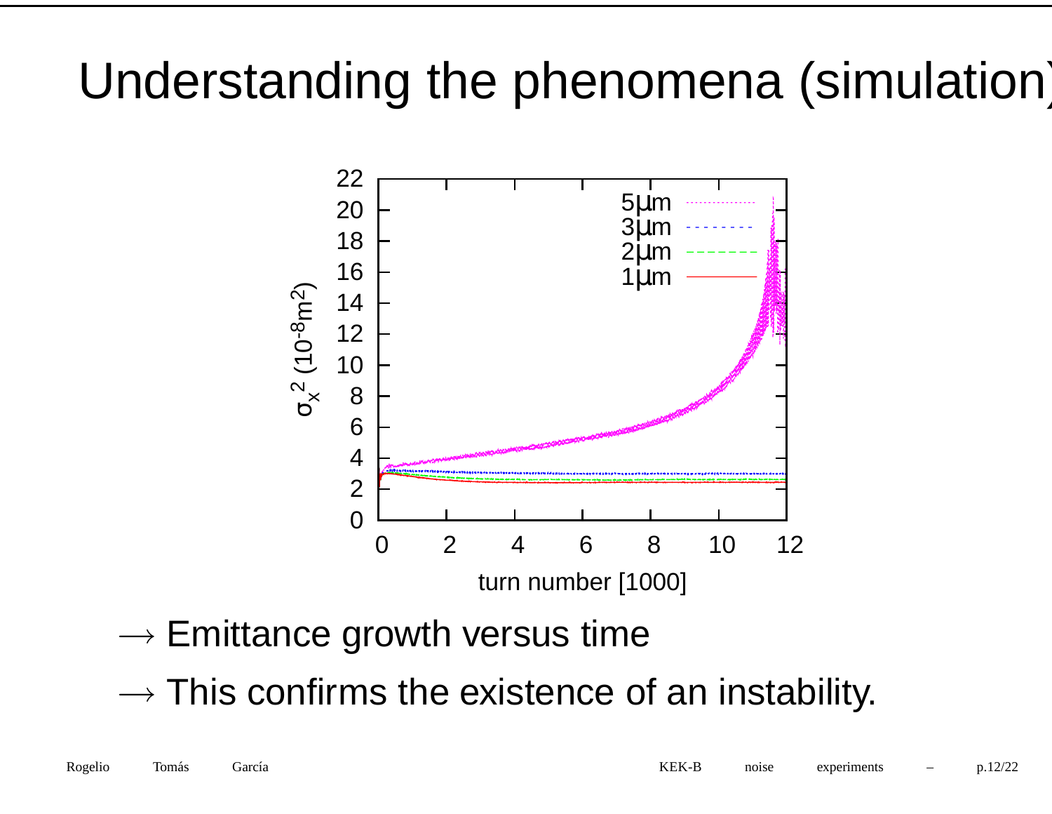# Understanding the phenomena (simulation)

$\sigma_x^2$ ($10^{-8}$m$^2$)

22
20
18
16
14
12
10
8
6
4
2
0

0 2 4 6 8 10 12

turn number [1000]

5µm
3µm
2µm
1µm

→ Emittance growth versus time

→ This confirms the existence of an instability.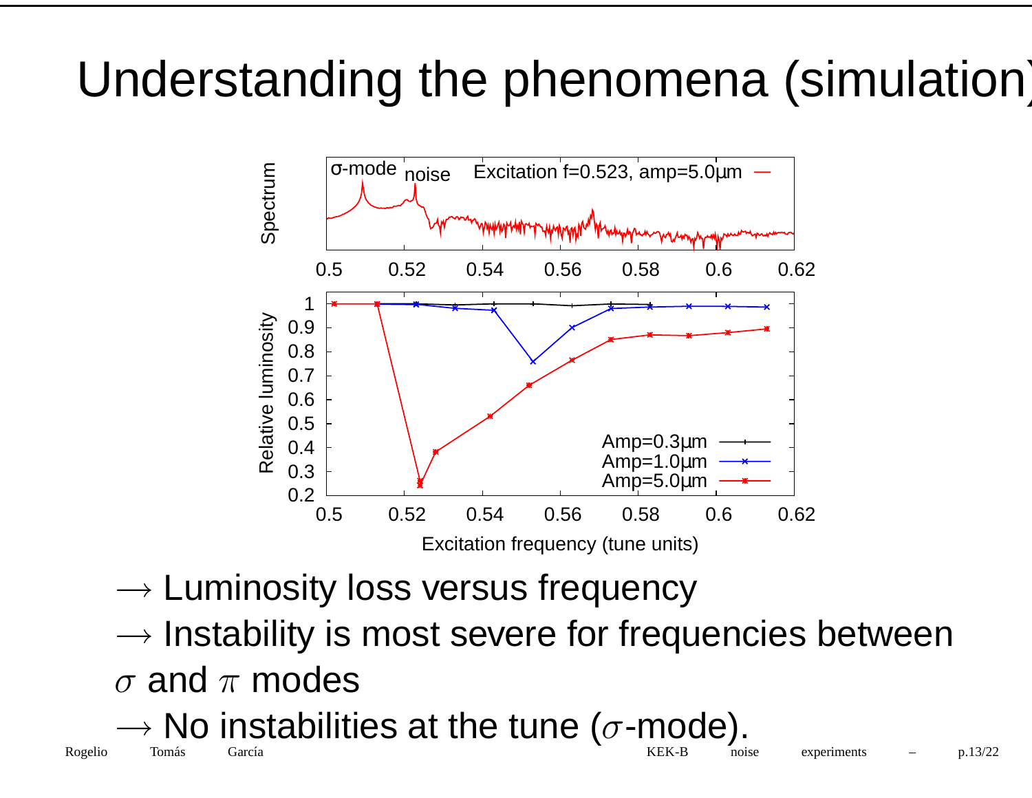# Understanding the phenomena (simulation)

Spectrum

σ-mode noise Excitation f=0.523, amp=5.0µm

0.5 0.52 0.54 0.56 0.58 0.6 0.62

Relative luminosity

1 0.9 0.8 0.7 0.6 0.5 0.4 0.3 0.2

Amp=0.3µm
Amp=1.0µm
Amp=5.0µm

0.5 0.52 0.54 0.56 0.58 0.6 0.62

Excitation frequency (tune units)

- → Luminosity loss versus frequency
- → Instability is most severe for frequencies between $\sigma$ and $\pi$ modes
- → No instabilities at the tune ($\sigma$-mode).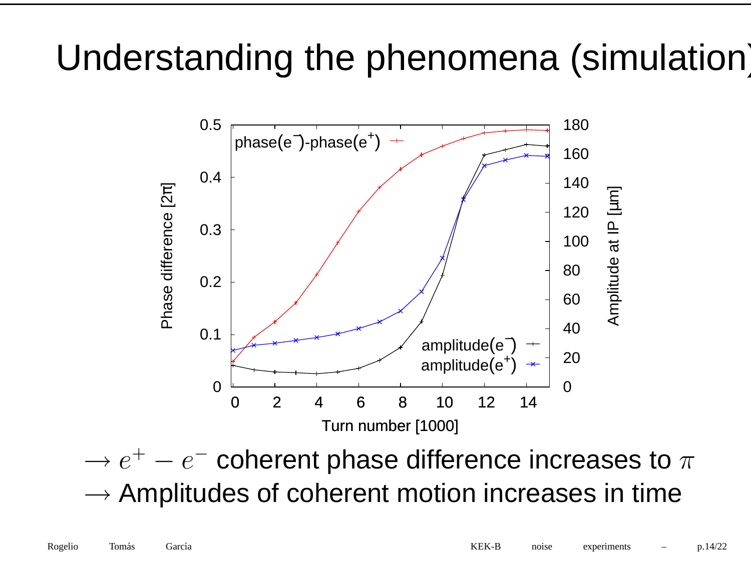# Understanding the phenomena (simulation)

phase(e¯)-phase(e$^+$)

amplitude(e¯)

amplitude(e$^+$)

Phase difference [2π]

Amplitude at IP [μm]

Turn number [1000]

0.5
0.4
0.3
0.2
0.1
0

180
160
140
120
100
80
60
40
20
0

0 2 4 6 8 10 12 14

$\rightarrow e^+ - e^-$ coherent phase difference increases to $\pi$

$\rightarrow$ Amplitudes of coherent motion increases in time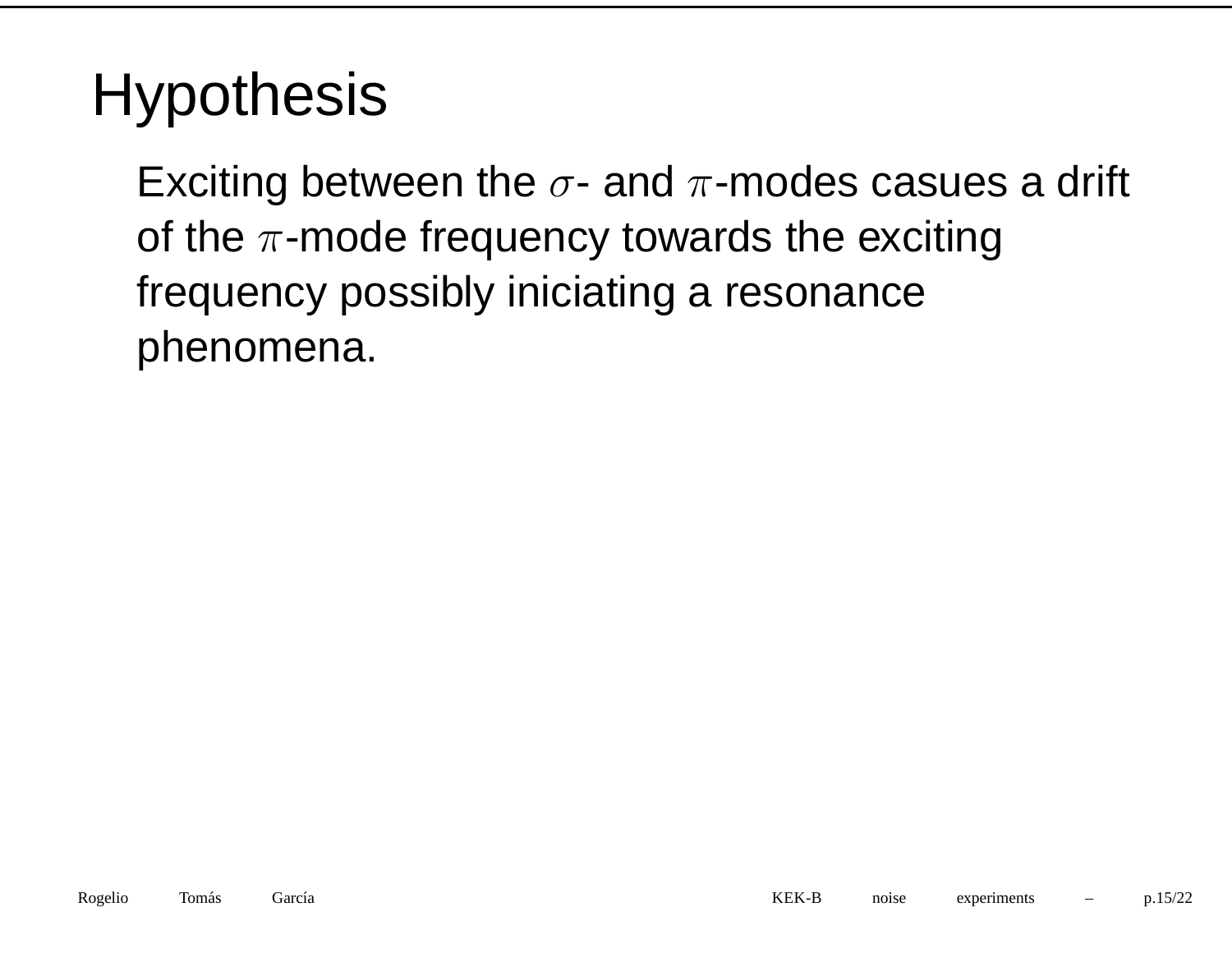# Hypothesis

Exciting between the $\sigma$- and $\pi$-modes casues a drift of the $\pi$-mode frequency towards the exciting frequency possibly iniciating a resonance phenomena.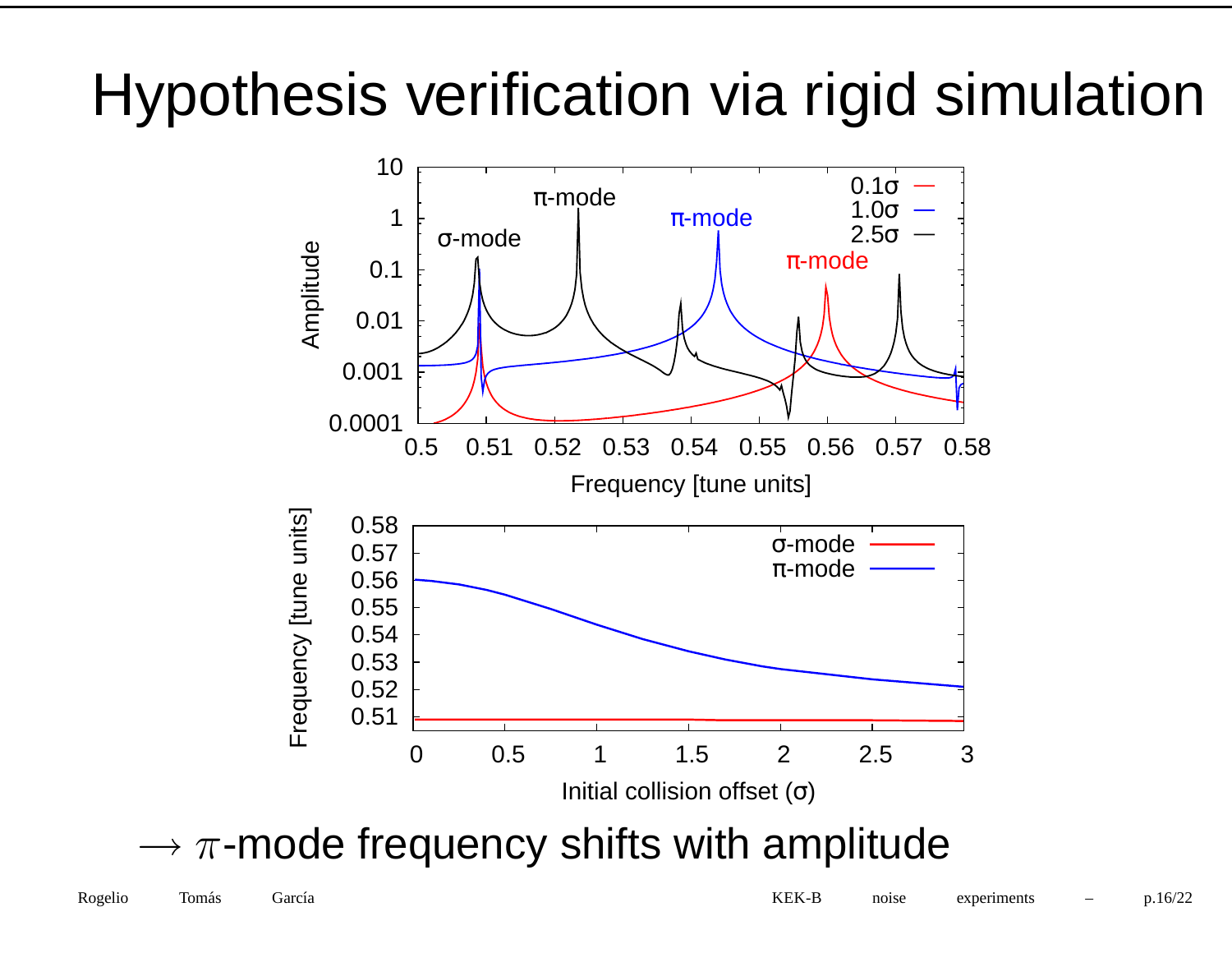# Hypothesis verification via rigid simulation

Amplitude

10
1
0.1
0.01
0.001
0.0001

0.5 0.51 0.52 0.53 0.54 0.55 0.56 0.57 0.58

Frequency [tune units]

σ-mode

π-mode

π-mode

π-mode

0.1σ
1.0σ
2.5σ

Frequency [tune units]

0.58
0.57
0.56
0.55
0.54
0.53
0.52
0.51

0 0.5 1 1.5 2 2.5 3

Initial collision offset (σ)

σ-mode
π-mode

$\longrightarrow \pi$-mode frequency shifts with amplitude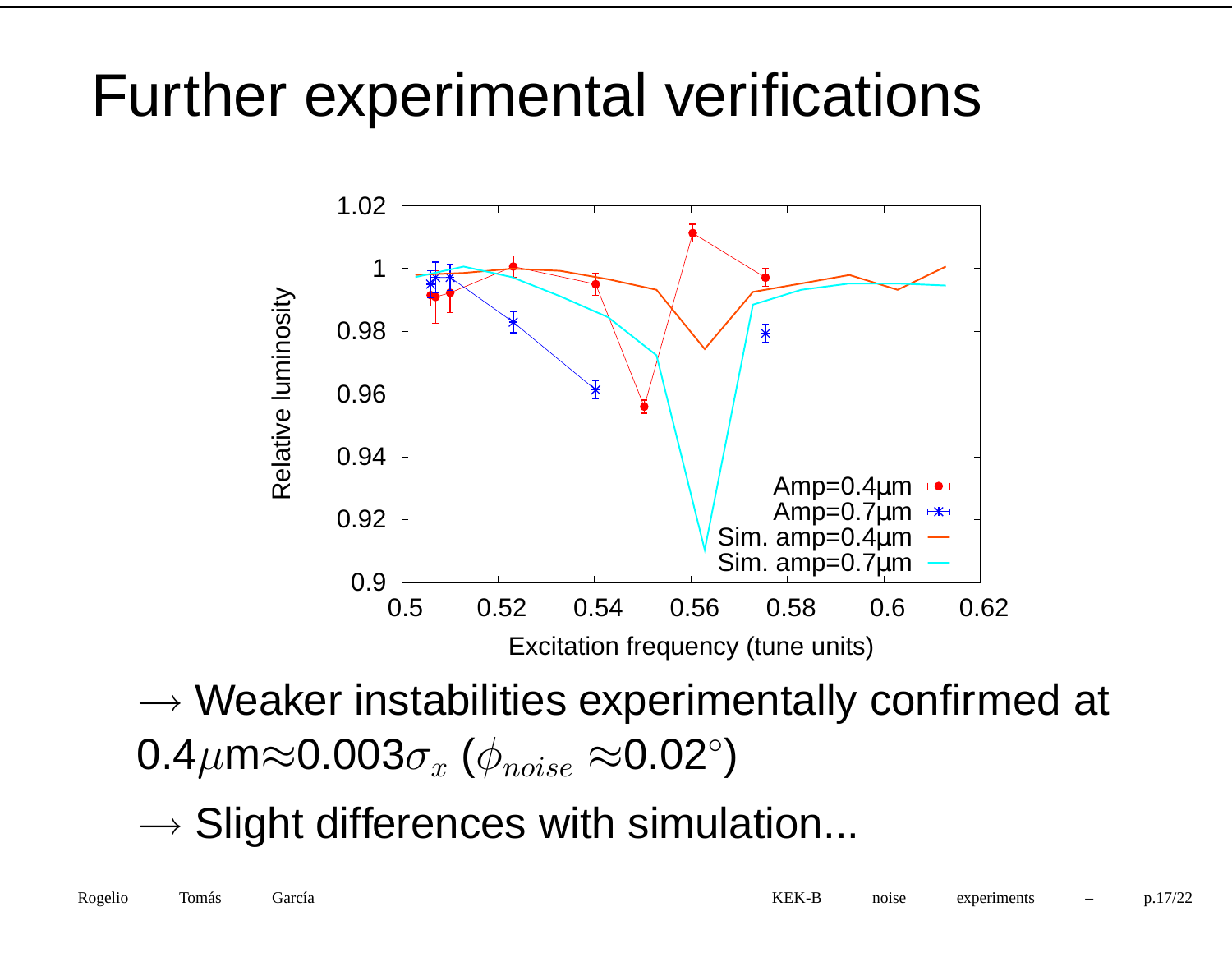# Further experimental verifications

Relative luminosity

1.02
1
0.98
0.96
0.94
0.92
0.9

0.5 0.52 0.54 0.56 0.58 0.6 0.62

Excitation frequency (tune units)

Amp=0.4µm
Amp=0.7µm
Sim. amp=0.4µm
Sim. amp=0.7µm

→ Weaker instabilities experimentally confirmed at 0.4$\mu$m≈0.003$\sigma_x$ ($\phi_{noise}$ ≈0.02°)

→ Slight differences with simulation...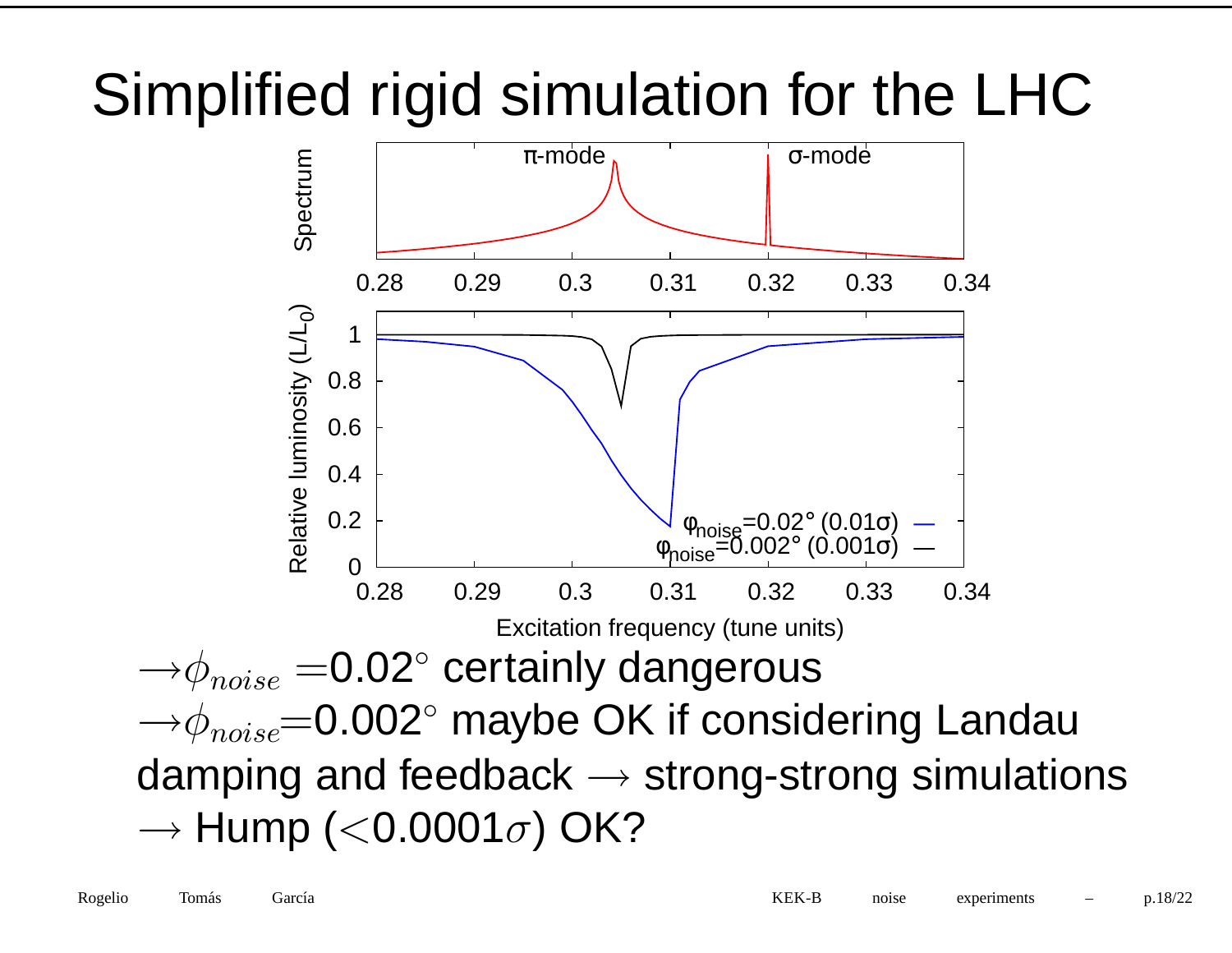# Simplified rigid simulation for the LHC

Spectrum

π-mode

σ-mode

0.28 0.29 0.3 0.31 0.32 0.33 0.34

Relative luminosity ($L/L_0$)

1

0.8

0.6

0.4

0.2

0

$\varphi_{noise}$=0.02° (0.01σ)

$\varphi_{noise}$=0.002° (0.001σ)

0.28 0.29 0.3 0.31 0.32 0.33 0.34

Excitation frequency (tune units)

$\rightarrow \phi_{noise}$ =0.02$^\circ$ certainly dangerous

$\rightarrow \phi_{noise}$=0.002$^\circ$ maybe OK if considering Landau damping and feedback $\rightarrow$ strong-strong simulations

$\rightarrow$ Hump ($<$0.0001$\sigma$) OK?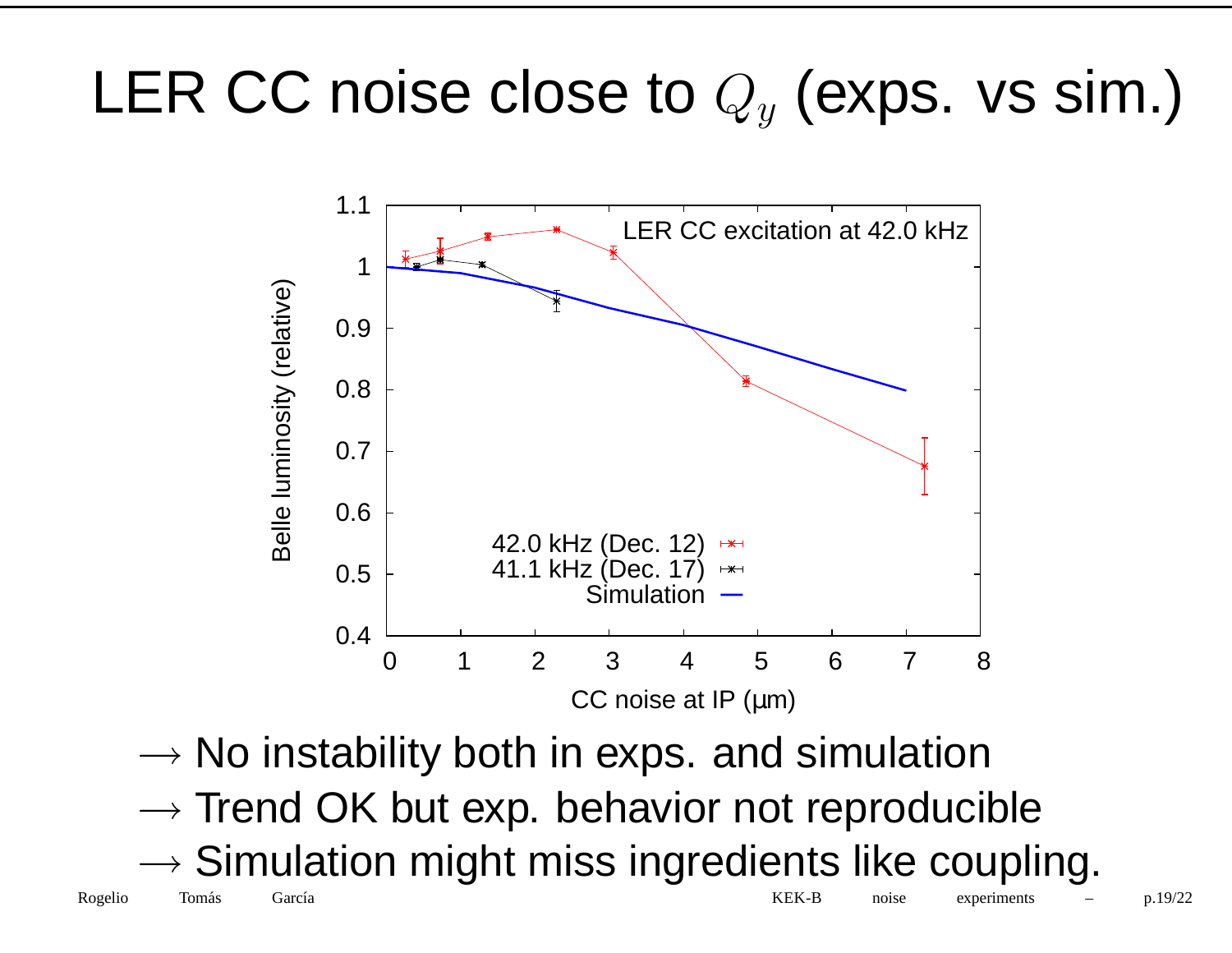# LER CC noise close to $Q_y$ (exps. vs sim.)

LER CC excitation at 42.0 kHz

Belle luminosity (relative)

1.1
1
0.9
0.8
0.7
0.6
0.5
0.4

0 1 2 3 4 5 6 7 8

CC noise at IP (µm)

42.0 kHz (Dec. 12)
41.1 kHz (Dec. 17)
Simulation

- $\longrightarrow$ No instability both in exps. and simulation
- $\longrightarrow$ Trend OK but exp. behavior not reproducible
- $\longrightarrow$ Simulation might miss ingredients like coupling.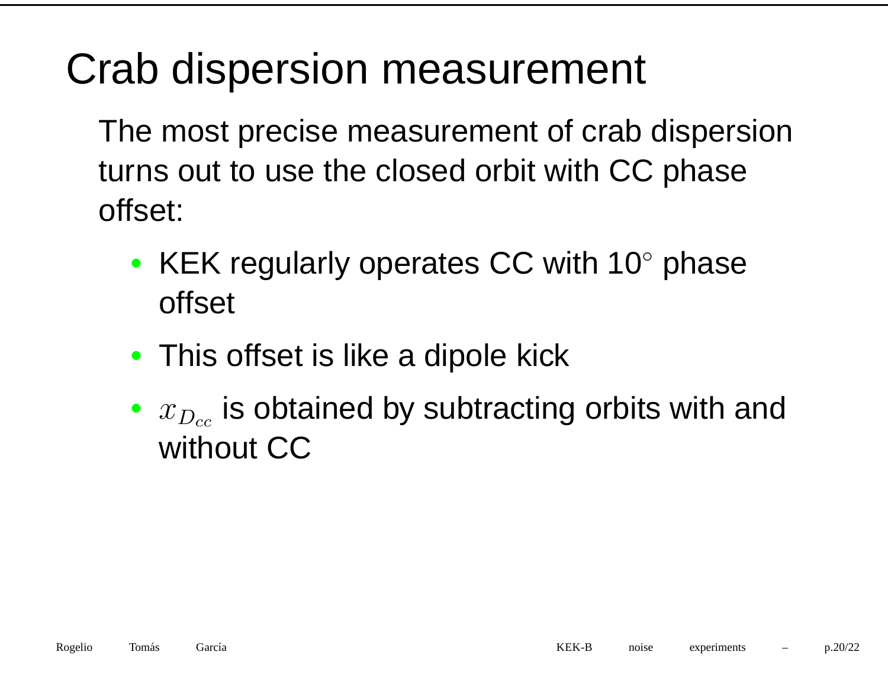# Crab dispersion measurement

The most precise measurement of crab dispersion turns out to use the closed orbit with CC phase offset:

- KEK regularly operates CC with $10^{\circ}$ phase offset
- This offset is like a dipole kick
- $x_{D_{cc}}$ is obtained by subtracting orbits with and without CC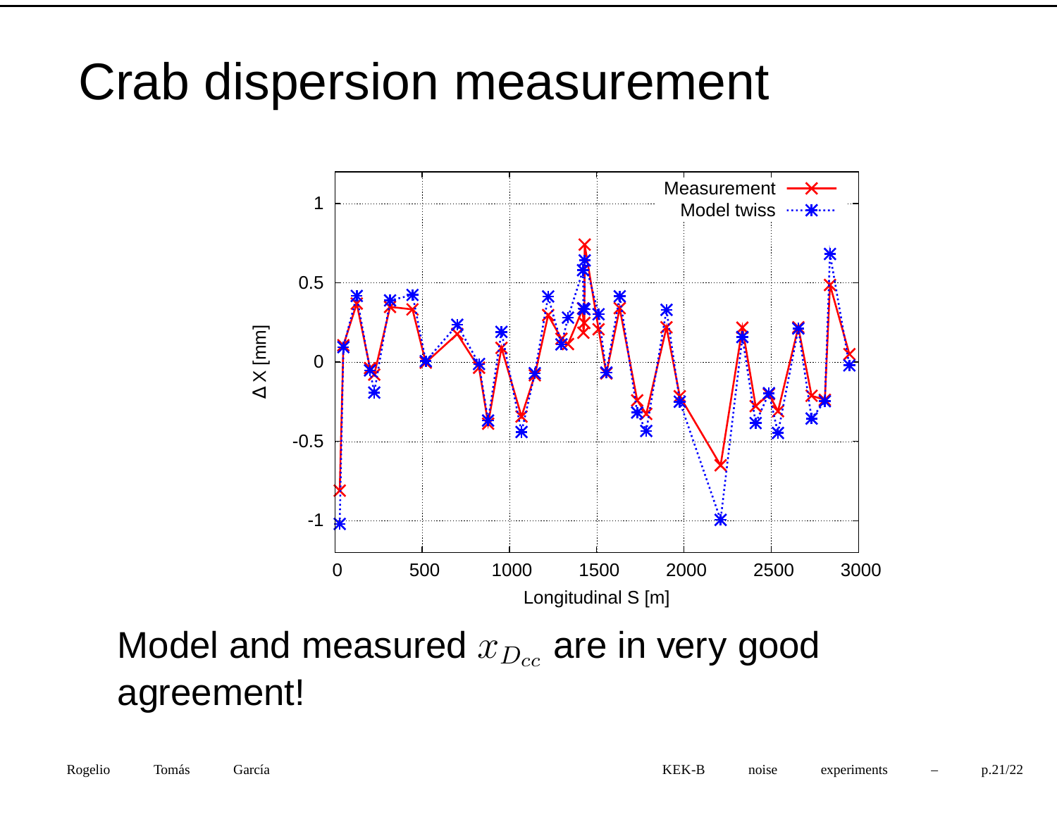# Crab dispersion measurement

Measurement
Model twiss

Δ X [mm]

1
0.5
0
-0.5
-1

0 500 1000 1500 2000 2500 3000

Longitudinal S [m]

Model and measured $x_{D_{cc}}$ are in very good agreement!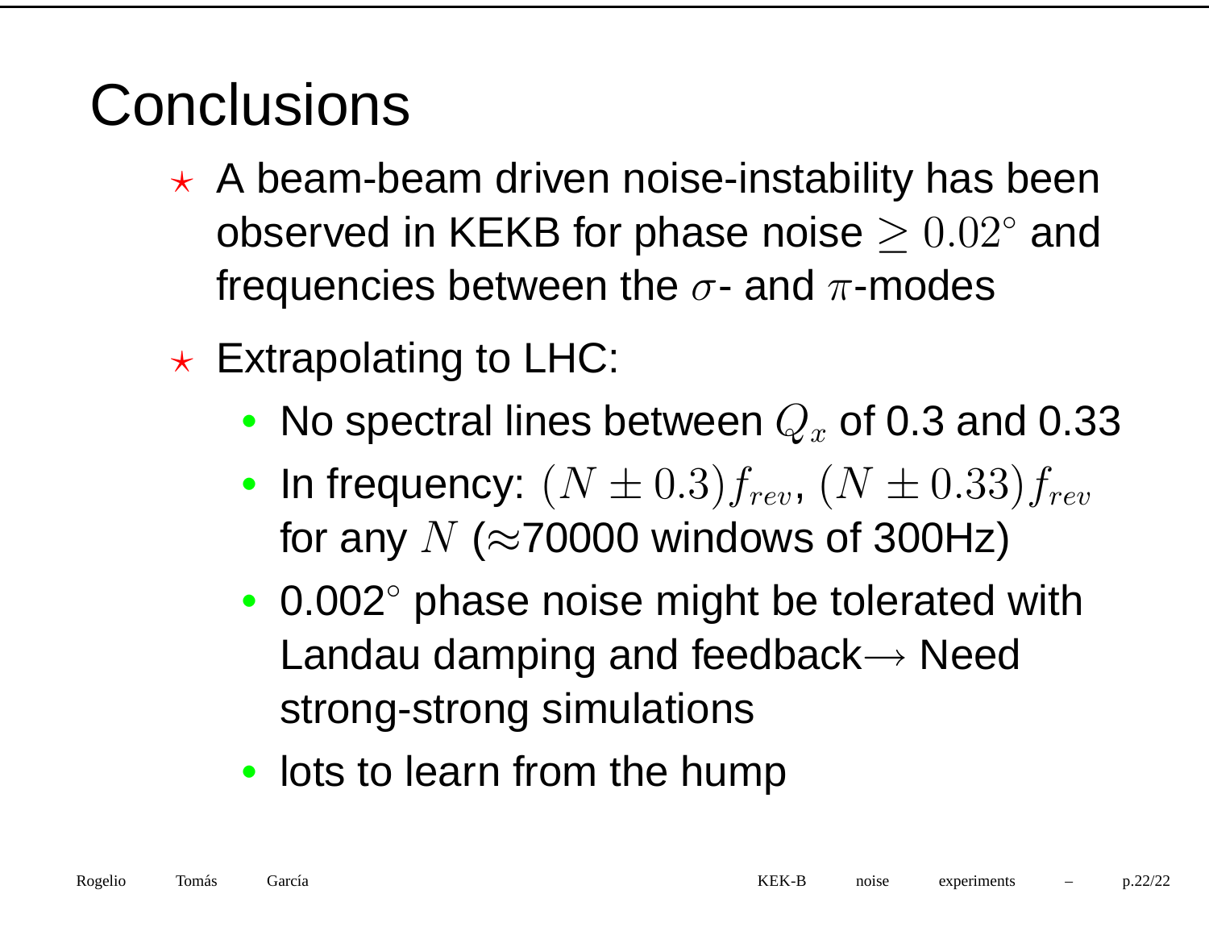# Conclusions

- A beam-beam driven noise-instability has been observed in KEKB for phase noise $\geq 0.02^\circ$ and frequencies between the $\sigma$- and $\pi$-modes
- Extrapolating to LHC:
  - No spectral lines between $Q_x$ of 0.3 and 0.33
  - In frequency: $(N \pm 0.3)f_{rev}$, $(N \pm 0.33)f_{rev}$ for any $N$ ($\approx$70000 windows of 300Hz)
  - 0.002$^\circ$ phase noise might be tolerated with Landau damping and feedback$\longrightarrow$ Need strong-strong simulations
  - lots to learn from the hump